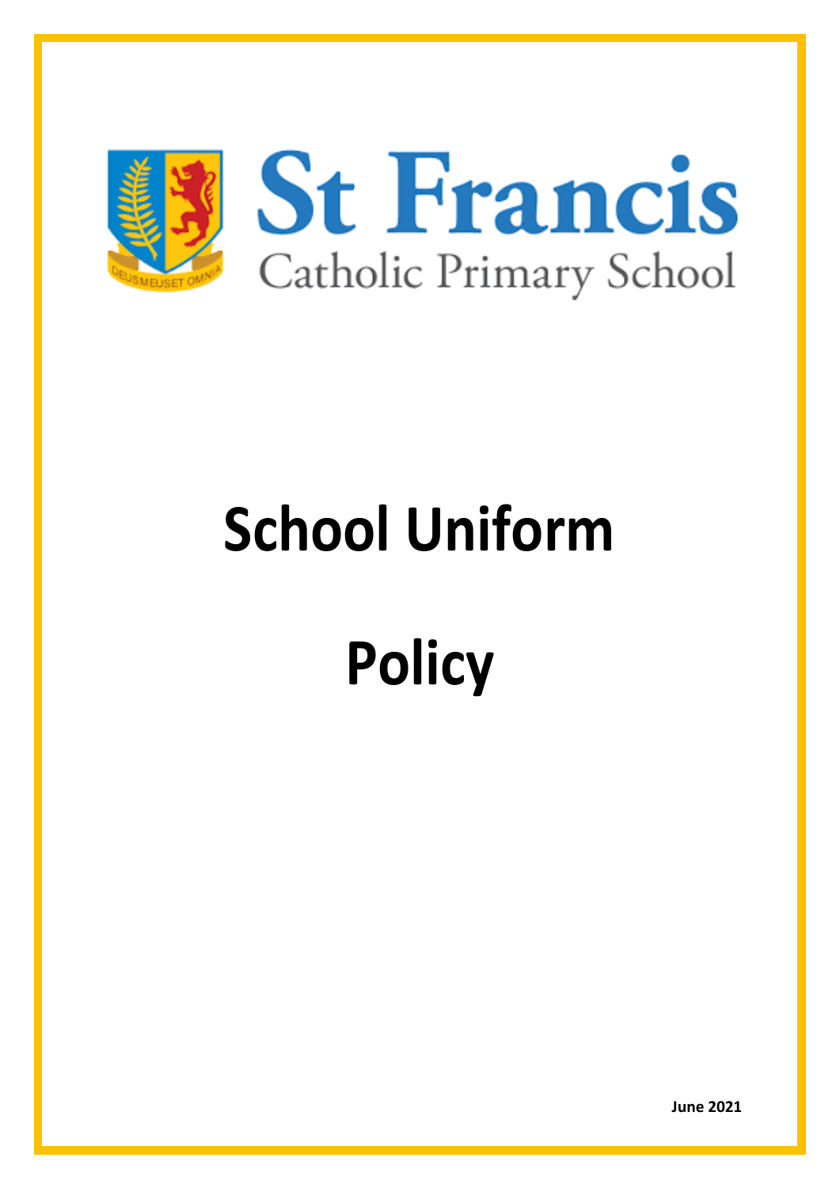# St Francis

Catholic Primary School

DEUSMEUSET OMNIA

# School Uniform

# Policy

**June 2021**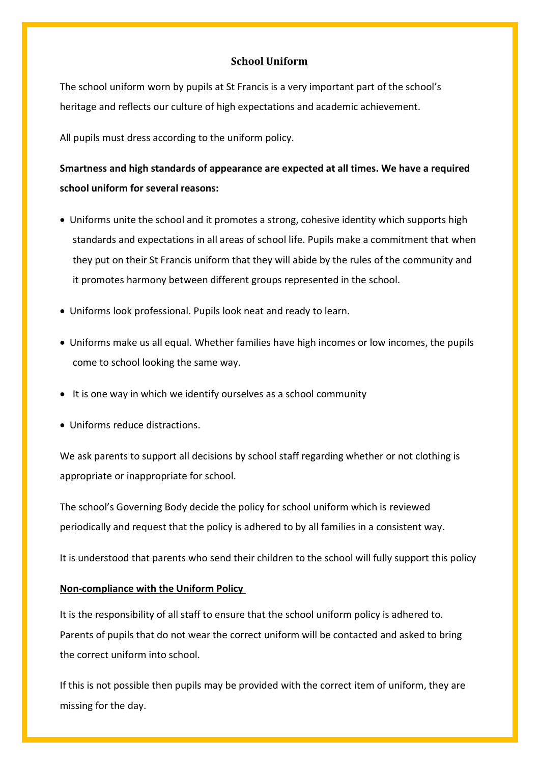## School Uniform

The school uniform worn by pupils at St Francis is a very important part of the school's heritage and reflects our culture of high expectations and academic achievement.

All pupils must dress according to the uniform policy.

**Smartness and high standards of appearance are expected at all times. We have a required school uniform for several reasons:**

- Uniforms unite the school and it promotes a strong, cohesive identity which supports high standards and expectations in all areas of school life. Pupils make a commitment that when they put on their St Francis uniform that they will abide by the rules of the community and it promotes harmony between different groups represented in the school.
- Uniforms look professional. Pupils look neat and ready to learn.
- Uniforms make us all equal. Whether families have high incomes or low incomes, the pupils come to school looking the same way.
- It is one way in which we identify ourselves as a school community
- Uniforms reduce distractions.

We ask parents to support all decisions by school staff regarding whether or not clothing is appropriate or inappropriate for school.

The school's Governing Body decide the policy for school uniform which is reviewed periodically and request that the policy is adhered to by all families in a consistent way.

It is understood that parents who send their children to the school will fully support this policy

### Non-compliance with the Uniform Policy

It is the responsibility of all staff to ensure that the school uniform policy is adhered to. Parents of pupils that do not wear the correct uniform will be contacted and asked to bring the correct uniform into school.

If this is not possible then pupils may be provided with the correct item of uniform, they are missing for the day.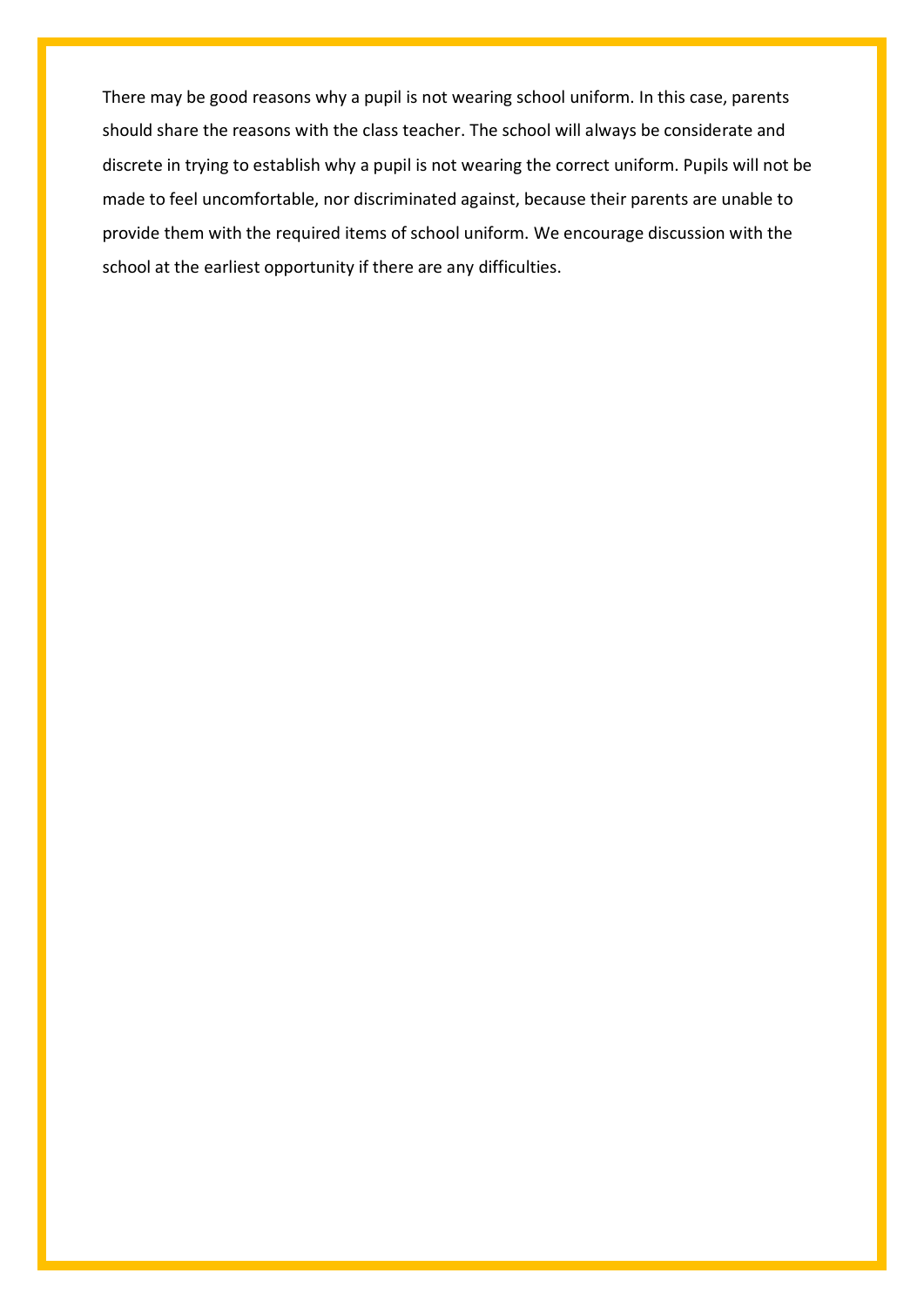There may be good reasons why a pupil is not wearing school uniform. In this case, parents should share the reasons with the class teacher. The school will always be considerate and discrete in trying to establish why a pupil is not wearing the correct uniform. Pupils will not be made to feel uncomfortable, nor discriminated against, because their parents are unable to provide them with the required items of school uniform. We encourage discussion with the school at the earliest opportunity if there are any difficulties.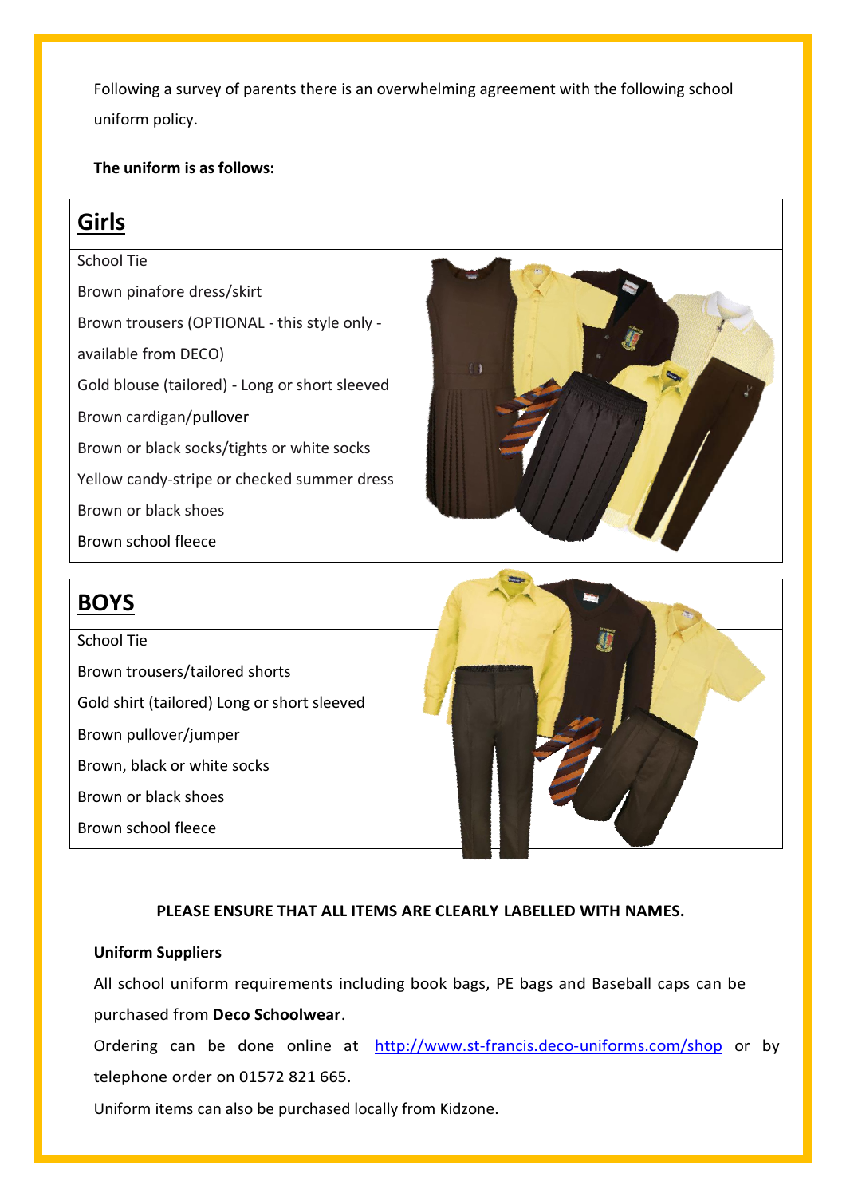Following a survey of parents there is an overwhelming agreement with the following school uniform policy.

**The uniform is as follows:**

## Girls

School Tie

Brown pinafore dress/skirt

Brown trousers (OPTIONAL - this style only - available from DECO)

Gold blouse (tailored) - Long or short sleeved

Brown cardigan/pullover

Brown or black socks/tights or white socks

Yellow candy-stripe or checked summer dress

Brown or black shoes

Brown school fleece

## BOYS

School Tie

Brown trousers/tailored shorts

Gold shirt (tailored) Long or short sleeved

Brown pullover/jumper

Brown, black or white socks

Brown or black shoes

Brown school fleece

**PLEASE ENSURE THAT ALL ITEMS ARE CLEARLY LABELLED WITH NAMES.**

**Uniform Suppliers**

All school uniform requirements including book bags, PE bags and Baseball caps can be purchased from **Deco Schoolwear**.

Ordering can be done online at http://www.st-francis.deco-uniforms.com/shop or by telephone order on 01572 821 665.

Uniform items can also be purchased locally from Kidzone.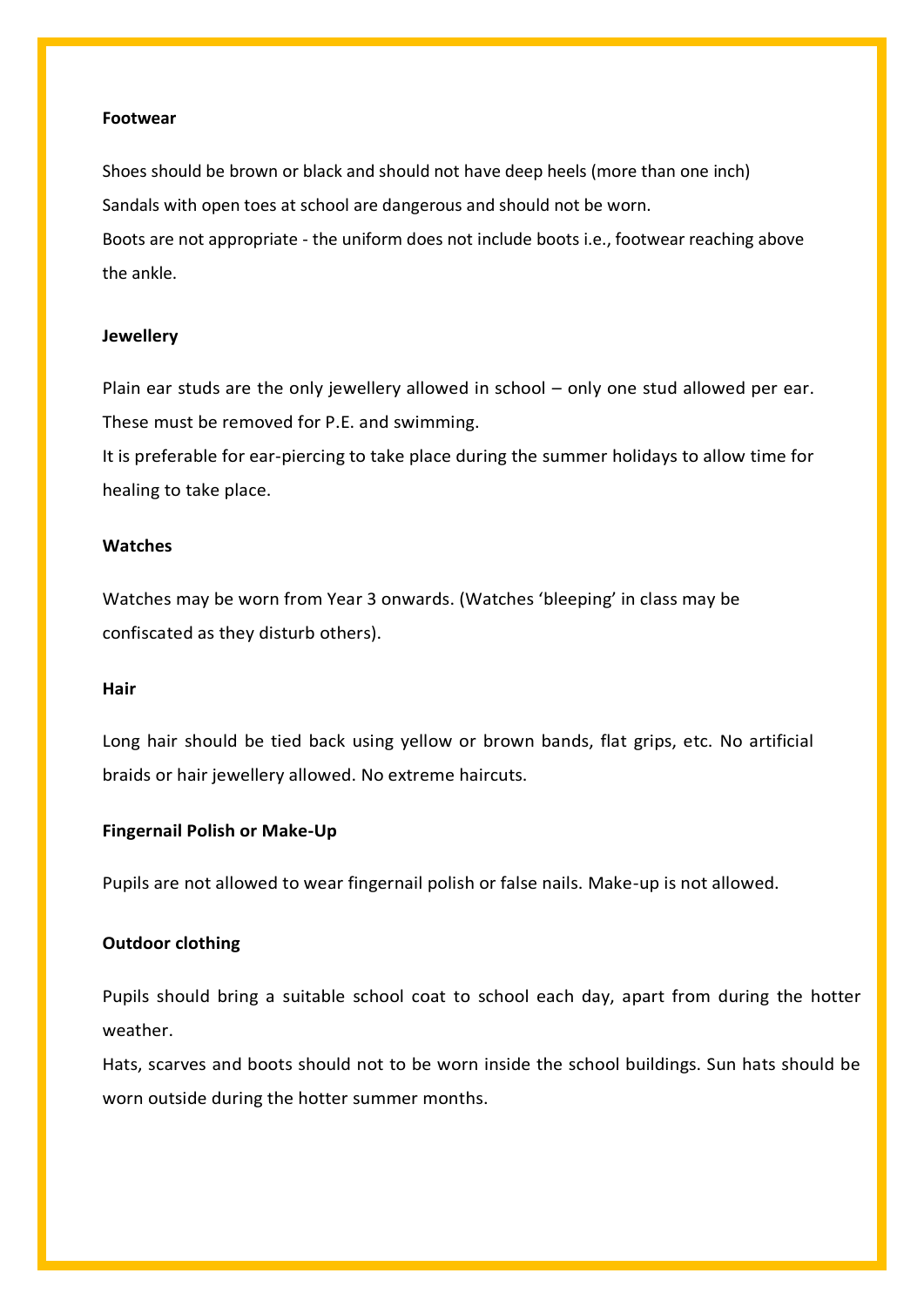**Footwear**

Shoes should be brown or black and should not have deep heels (more than one inch)
Sandals with open toes at school are dangerous and should not be worn.
Boots are not appropriate - the uniform does not include boots i.e., footwear reaching above the ankle.

**Jewellery**

Plain ear studs are the only jewellery allowed in school – only one stud allowed per ear. These must be removed for P.E. and swimming.
It is preferable for ear-piercing to take place during the summer holidays to allow time for healing to take place.

**Watches**

Watches may be worn from Year 3 onwards. (Watches 'bleeping' in class may be confiscated as they disturb others).

**Hair**

Long hair should be tied back using yellow or brown bands, flat grips, etc. No artificial braids or hair jewellery allowed. No extreme haircuts.

**Fingernail Polish or Make-Up**

Pupils are not allowed to wear fingernail polish or false nails. Make-up is not allowed.

**Outdoor clothing**

Pupils should bring a suitable school coat to school each day, apart from during the hotter weather.
Hats, scarves and boots should not to be worn inside the school buildings. Sun hats should be worn outside during the hotter summer months.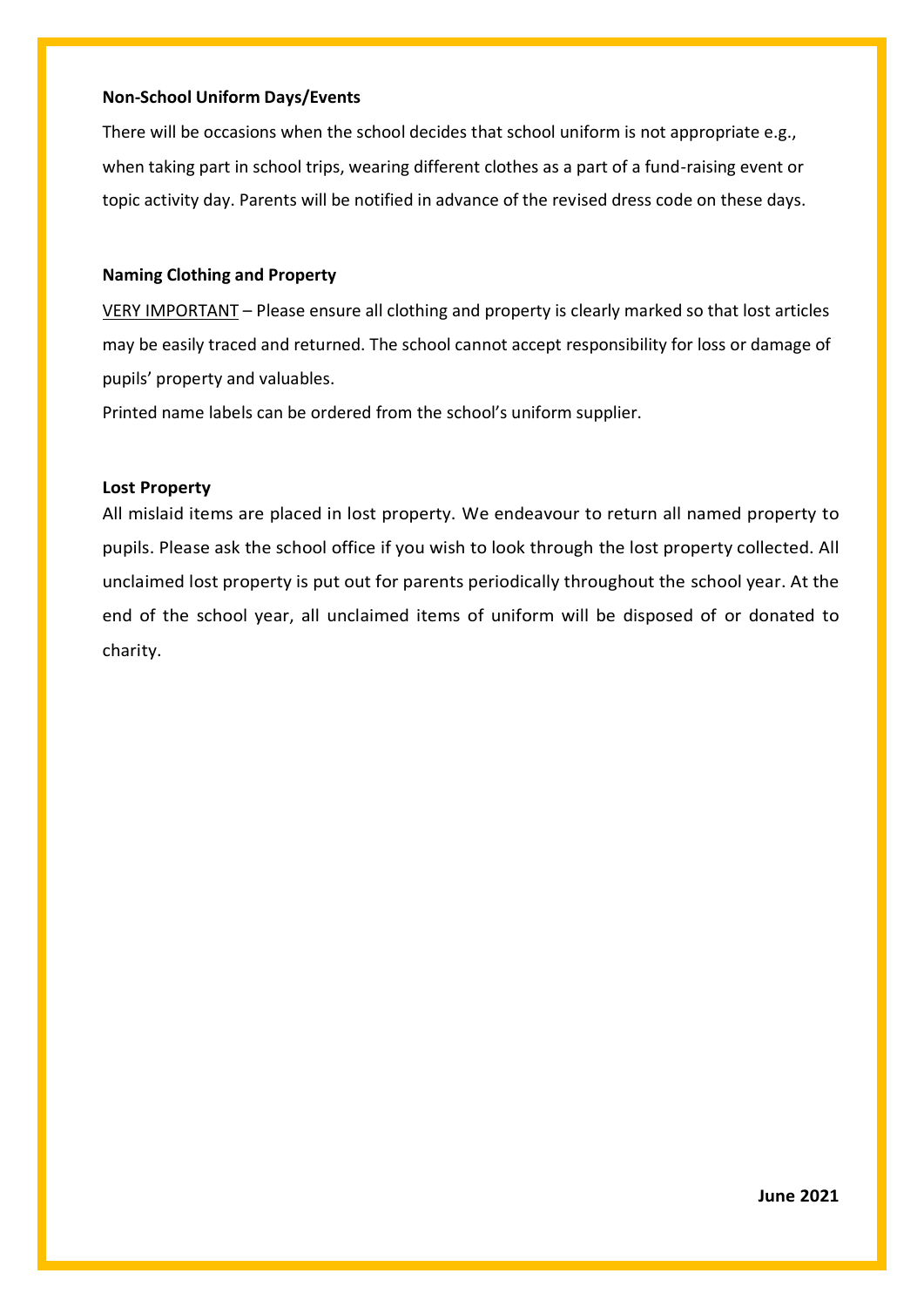**Non-School Uniform Days/Events**

There will be occasions when the school decides that school uniform is not appropriate e.g., when taking part in school trips, wearing different clothes as a part of a fund-raising event or topic activity day. Parents will be notified in advance of the revised dress code on these days.

**Naming Clothing and Property**

<u>VERY IMPORTANT</u> – Please ensure all clothing and property is clearly marked so that lost articles may be easily traced and returned. The school cannot accept responsibility for loss or damage of pupils' property and valuables.

Printed name labels can be ordered from the school's uniform supplier.

**Lost Property**

All mislaid items are placed in lost property. We endeavour to return all named property to pupils. Please ask the school office if you wish to look through the lost property collected. All unclaimed lost property is put out for parents periodically throughout the school year. At the end of the school year, all unclaimed items of uniform will be disposed of or donated to charity.

**June 2021**